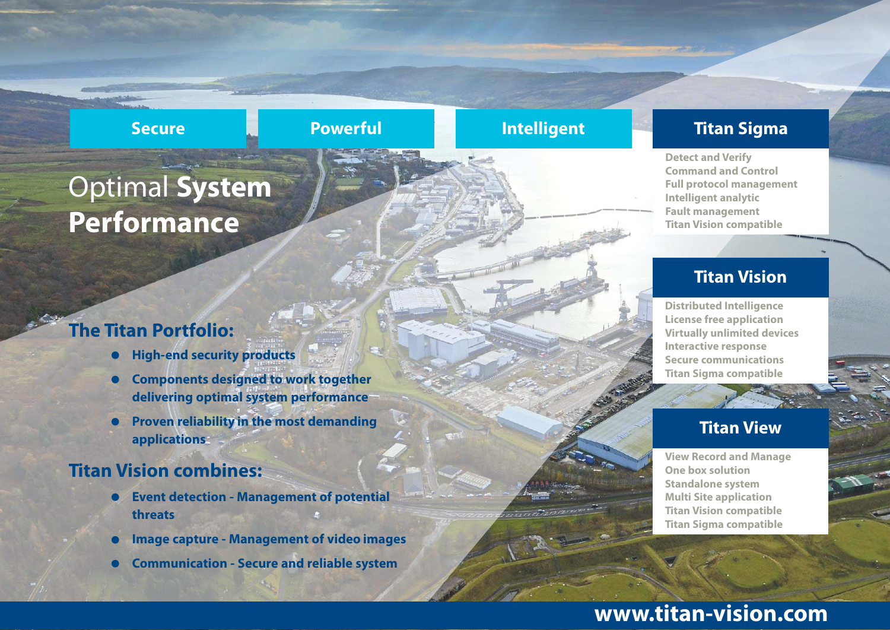**Secure** | **Powerful** | **Intelligent**

# Optimal **System Performance**

## The Titan Portfolio:

- High-end security products
- Components designed to work together delivering optimal system performance
- Proven reliability in the most demanding applications

## Titan Vision combines:

- Event detection - Management of potential threats
- Image capture - Management of video images
- Communication - Secure and reliable system

## Titan Sigma

Detect and Verify
Command and Control
Full protocol management
Intelligent analytic
Fault management
Titan Vision compatible

## Titan Vision

Distributed Intelligence
License free application
Virtually unlimited devices
Interactive response
Secure communications
Titan Sigma compatible

## Titan View

View Record and Manage
One box solution
Standalone system
Multi Site application
Titan Vision compatible
Titan Sigma compatible

**www.titan-vision.com**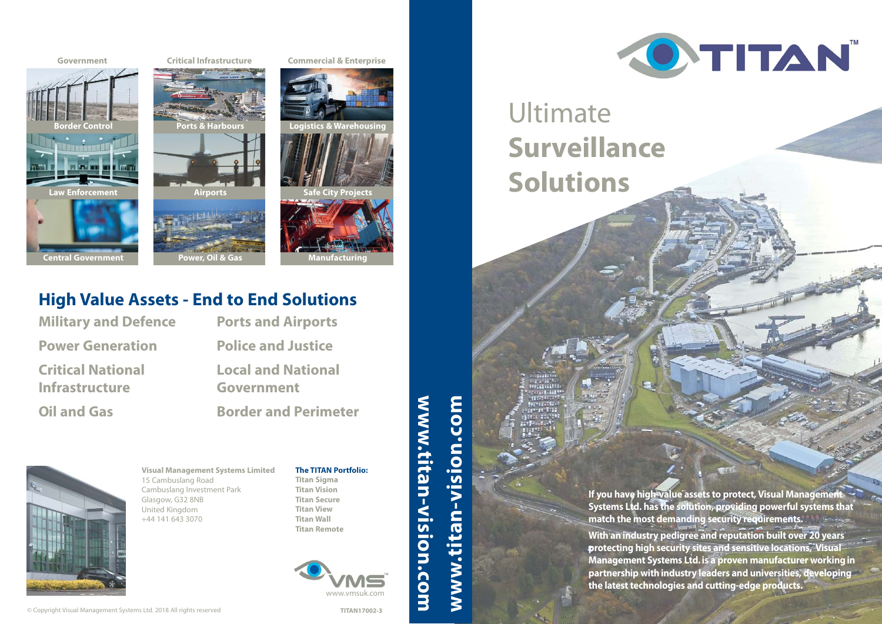Government

Critical Infrastructure

Commercial & Enterprise

Border Control

Ports & Harbours

Logistics & Warehousing

Law Enforcement

Airports

Safe City Projects

Central Government

Power, Oil & Gas

Manufacturing

## High Value Assets - End to End Solutions

**Military and Defence**

**Power Generation**

**Critical National Infrastructure**

**Oil and Gas**

**Ports and Airports**

**Police and Justice**

**Local and National Government**

**Border and Perimeter**

**Visual Management Systems Limited**
15 Cambuslang Road
Cambuslang Investment Park
Glasgow, G32 8NB
United Kingdom
+44 141 643 3070

**The TITAN Portfolio:**
**Titan Sigma**
**Titan Vision**
**Titan Secure**
**Titan View**
**Titan Wall**
**Titan Remote**

VMS™
www.vmsuk.com

© Copyright Visual Management Systems Ltd. 2018 All rights reserved

TITAN17002-3

www.titan-vision.com

www.titan-vision.com

TITAN™

# Ultimate **Surveillance Solutions**

**If you have high-value assets to protect, Visual Management Systems Ltd. has the solution, providing powerful systems that match the most demanding security requirements.**

**With an industry pedigree and reputation built over 20 years protecting high security sites and sensitive locations, Visual Management Systems Ltd. is a proven manufacturer working in partnership with industry leaders and universities, developing the latest technologies and cutting-edge products.**